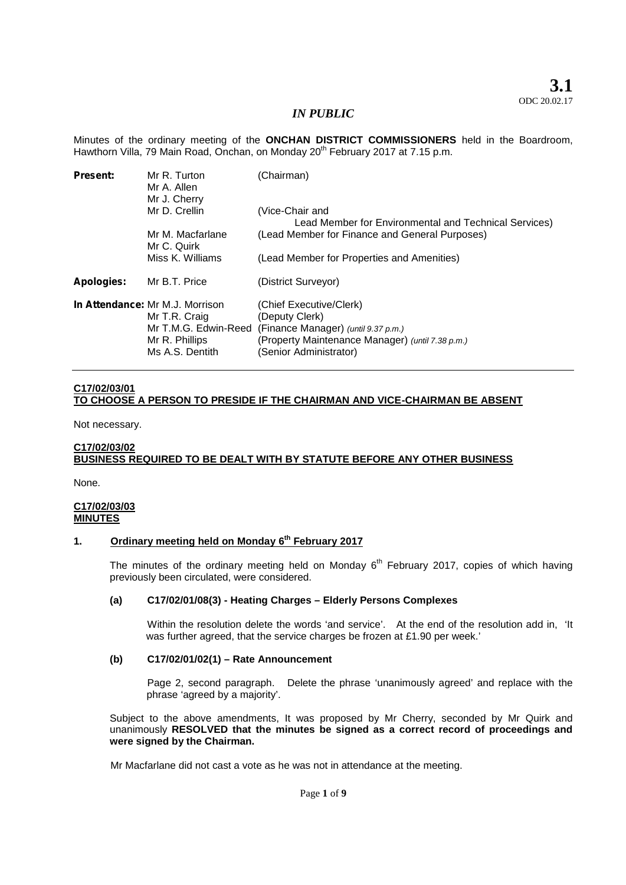**3.1**
ODC 20.02.17

*IN PUBLIC*

Minutes of the ordinary meeting of the **ONCHAN DISTRICT COMMISSIONERS** held in the Boardroom, Hawthorn Villa, 79 Main Road, Onchan, on Monday 20th February 2017 at 7.15 p.m.

| | | |
|---|---|---|
| **Present:** | Mr R. Turton | (Chairman) |
| | Mr A. Allen | |
| | Mr J. Cherry | |
| | Mr D. Crellin | (Vice-Chair and Lead Member for Environmental and Technical Services) |
| | Mr M. Macfarlane | (Lead Member for Finance and General Purposes) |
| | Mr C. Quirk | |
| | Miss K. Williams | (Lead Member for Properties and Amenities) |
| **Apologies:** | Mr B.T. Price | (District Surveyor) |
| **In Attendance:** | Mr M.J. Morrison | (Chief Executive/Clerk) |
| | Mr T.R. Craig | (Deputy Clerk) |
| | Mr T.M.G. Edwin-Reed | (Finance Manager) *(until 9.37 p.m.)* |
| | Mr R. Phillips | (Property Maintenance Manager) *(until 7.38 p.m.)* |
| | Ms A.S. Dentith | (Senior Administrator) |

## C17/02/03/01
## TO CHOOSE A PERSON TO PRESIDE IF THE CHAIRMAN AND VICE-CHAIRMAN BE ABSENT

Not necessary.

## C17/02/03/02
## BUSINESS REQUIRED TO BE DEALT WITH BY STATUTE BEFORE ANY OTHER BUSINESS

None.

## C17/02/03/03
## MINUTES

### 1. Ordinary meeting held on Monday 6th February 2017

The minutes of the ordinary meeting held on Monday 6th February 2017, copies of which having previously been circulated, were considered.

**(a) C17/02/01/08(3) - Heating Charges – Elderly Persons Complexes**

Within the resolution delete the words 'and service'. At the end of the resolution add in, 'It was further agreed, that the service charges be frozen at £1.90 per week.'

**(b) C17/02/01/02(1) – Rate Announcement**

Page 2, second paragraph. Delete the phrase 'unanimously agreed' and replace with the phrase 'agreed by a majority'.

Subject to the above amendments, It was proposed by Mr Cherry, seconded by Mr Quirk and unanimously **RESOLVED that the minutes be signed as a correct record of proceedings and were signed by the Chairman.**

Mr Macfarlane did not cast a vote as he was not in attendance at the meeting.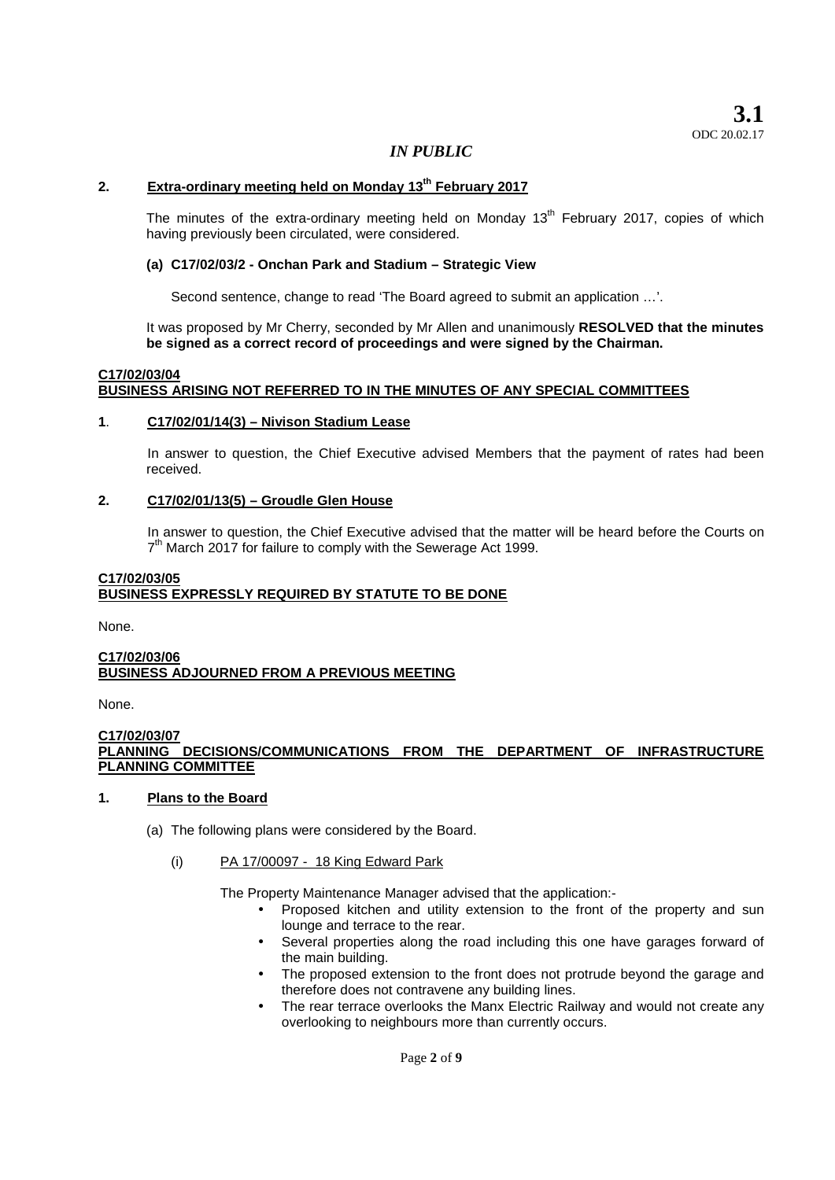**3.1**
ODC 20.02.17

*IN PUBLIC*

**2. Extra-ordinary meeting held on Monday 13th February 2017**

The minutes of the extra-ordinary meeting held on Monday 13th February 2017, copies of which having previously been circulated, were considered.

**(a) C17/02/03/2 - Onchan Park and Stadium – Strategic View**

Second sentence, change to read 'The Board agreed to submit an application …'.

It was proposed by Mr Cherry, seconded by Mr Allen and unanimously **RESOLVED that the minutes be signed as a correct record of proceedings and were signed by the Chairman.**

**C17/02/03/04**
**BUSINESS ARISING NOT REFERRED TO IN THE MINUTES OF ANY SPECIAL COMMITTEES**

**1. C17/02/01/14(3) – Nivison Stadium Lease**

In answer to question, the Chief Executive advised Members that the payment of rates had been received.

**2. C17/02/01/13(5) – Groudle Glen House**

In answer to question, the Chief Executive advised that the matter will be heard before the Courts on 7th March 2017 for failure to comply with the Sewerage Act 1999.

**C17/02/03/05**
**BUSINESS EXPRESSLY REQUIRED BY STATUTE TO BE DONE**

None.

**C17/02/03/06**
**BUSINESS ADJOURNED FROM A PREVIOUS MEETING**

None.

**C17/02/03/07**
**PLANNING DECISIONS/COMMUNICATIONS FROM THE DEPARTMENT OF INFRASTRUCTURE PLANNING COMMITTEE**

**1. Plans to the Board**

(a) The following plans were considered by the Board.

(i) PA 17/00097 - 18 King Edward Park

The Property Maintenance Manager advised that the application:-

- Proposed kitchen and utility extension to the front of the property and sun lounge and terrace to the rear.
- Several properties along the road including this one have garages forward of the main building.
- The proposed extension to the front does not protrude beyond the garage and therefore does not contravene any building lines.
- The rear terrace overlooks the Manx Electric Railway and would not create any overlooking to neighbours more than currently occurs.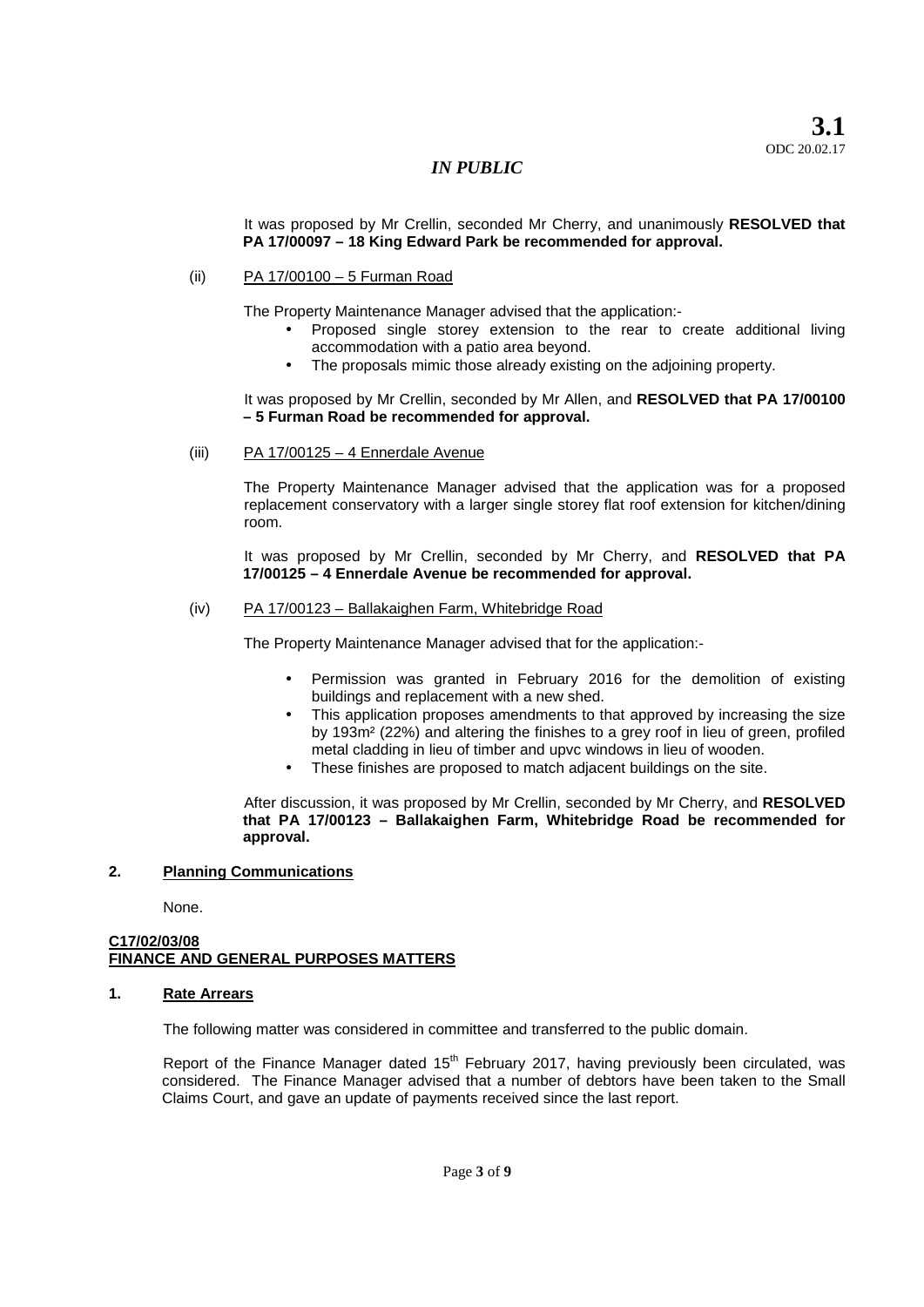It was proposed by Mr Crellin, seconded Mr Cherry, and unanimously **RESOLVED that PA 17/00097 – 18 King Edward Park be recommended for approval.**

(ii) PA 17/00100 – 5 Furman Road

The Property Maintenance Manager advised that the application:-

- Proposed single storey extension to the rear to create additional living accommodation with a patio area beyond.
- The proposals mimic those already existing on the adjoining property.

It was proposed by Mr Crellin, seconded by Mr Allen, and **RESOLVED that PA 17/00100 – 5 Furman Road be recommended for approval.**

(iii) PA 17/00125 – 4 Ennerdale Avenue

The Property Maintenance Manager advised that the application was for a proposed replacement conservatory with a larger single storey flat roof extension for kitchen/dining room.

It was proposed by Mr Crellin, seconded by Mr Cherry, and **RESOLVED that PA 17/00125 – 4 Ennerdale Avenue be recommended for approval.**

(iv) PA 17/00123 – Ballakaighen Farm, Whitebridge Road

The Property Maintenance Manager advised that for the application:-

- Permission was granted in February 2016 for the demolition of existing buildings and replacement with a new shed.
- This application proposes amendments to that approved by increasing the size by 193m² (22%) and altering the finishes to a grey roof in lieu of green, profiled metal cladding in lieu of timber and upvc windows in lieu of wooden.
- These finishes are proposed to match adjacent buildings on the site.

After discussion, it was proposed by Mr Crellin, seconded by Mr Cherry, and **RESOLVED that PA 17/00123 – Ballakaighen Farm, Whitebridge Road be recommended for approval.**

**2. Planning Communications**

None.

**C17/02/03/08**
**FINANCE AND GENERAL PURPOSES MATTERS**

**1. Rate Arrears**

The following matter was considered in committee and transferred to the public domain.

Report of the Finance Manager dated 15th February 2017, having previously been circulated, was considered. The Finance Manager advised that a number of debtors have been taken to the Small Claims Court, and gave an update of payments received since the last report.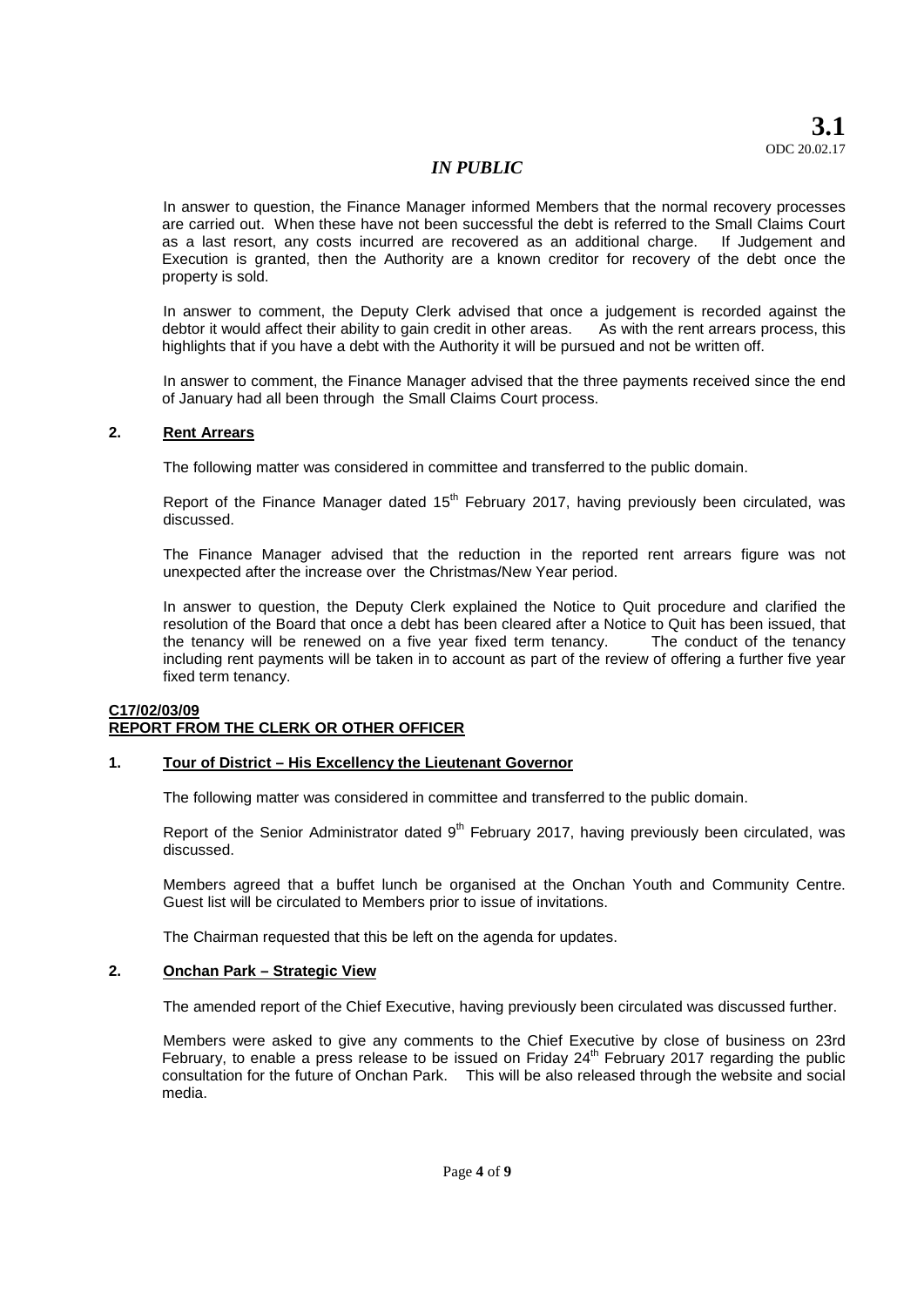**3.1**
ODC 20.02.17

*IN PUBLIC*

In answer to question, the Finance Manager informed Members that the normal recovery processes are carried out. When these have not been successful the debt is referred to the Small Claims Court as a last resort, any costs incurred are recovered as an additional charge. If Judgement and Execution is granted, then the Authority are a known creditor for recovery of the debt once the property is sold.

In answer to comment, the Deputy Clerk advised that once a judgement is recorded against the debtor it would affect their ability to gain credit in other areas. As with the rent arrears process, this highlights that if you have a debt with the Authority it will be pursued and not be written off.

In answer to comment, the Finance Manager advised that the three payments received since the end of January had all been through the Small Claims Court process.

**2. Rent Arrears**

The following matter was considered in committee and transferred to the public domain.

Report of the Finance Manager dated 15th February 2017, having previously been circulated, was discussed.

The Finance Manager advised that the reduction in the reported rent arrears figure was not unexpected after the increase over the Christmas/New Year period.

In answer to question, the Deputy Clerk explained the Notice to Quit procedure and clarified the resolution of the Board that once a debt has been cleared after a Notice to Quit has been issued, that the tenancy will be renewed on a five year fixed term tenancy. The conduct of the tenancy including rent payments will be taken in to account as part of the review of offering a further five year fixed term tenancy.

**C17/02/03/09**
**REPORT FROM THE CLERK OR OTHER OFFICER**

**1. Tour of District – His Excellency the Lieutenant Governor**

The following matter was considered in committee and transferred to the public domain.

Report of the Senior Administrator dated 9th February 2017, having previously been circulated, was discussed.

Members agreed that a buffet lunch be organised at the Onchan Youth and Community Centre. Guest list will be circulated to Members prior to issue of invitations.

The Chairman requested that this be left on the agenda for updates.

**2. Onchan Park – Strategic View**

The amended report of the Chief Executive, having previously been circulated was discussed further.

Members were asked to give any comments to the Chief Executive by close of business on 23rd February, to enable a press release to be issued on Friday 24th February 2017 regarding the public consultation for the future of Onchan Park. This will be also released through the website and social media.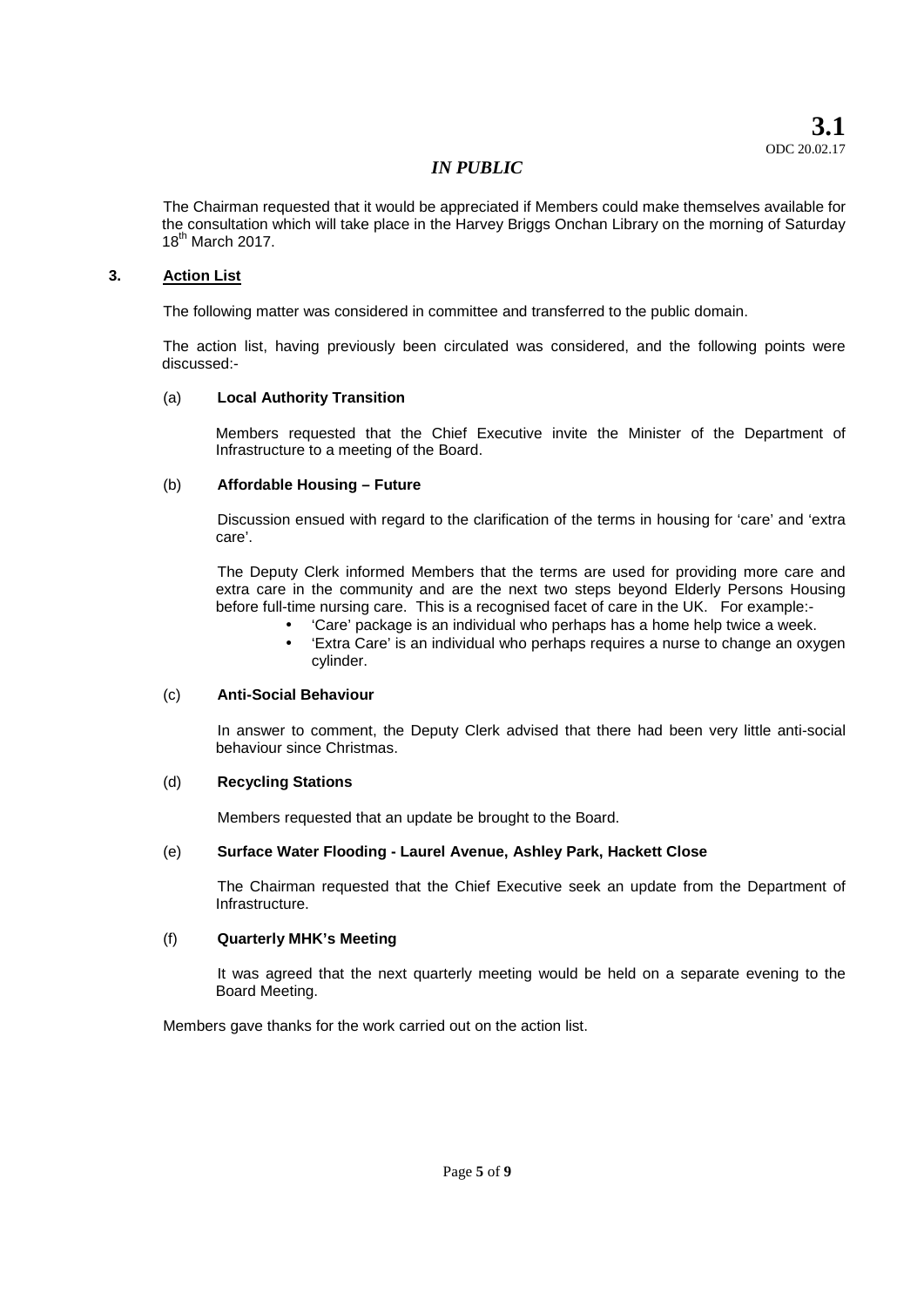*IN PUBLIC*

The Chairman requested that it would be appreciated if Members could make themselves available for the consultation which will take place in the Harvey Briggs Onchan Library on the morning of Saturday 18th March 2017.

## 3. Action List

The following matter was considered in committee and transferred to the public domain.

The action list, having previously been circulated was considered, and the following points were discussed:-

### (a) Local Authority Transition

Members requested that the Chief Executive invite the Minister of the Department of Infrastructure to a meeting of the Board.

### (b) Affordable Housing – Future

Discussion ensued with regard to the clarification of the terms in housing for 'care' and 'extra care'.

The Deputy Clerk informed Members that the terms are used for providing more care and extra care in the community and are the next two steps beyond Elderly Persons Housing before full-time nursing care. This is a recognised facet of care in the UK. For example:-

- 'Care' package is an individual who perhaps has a home help twice a week.
- 'Extra Care' is an individual who perhaps requires a nurse to change an oxygen cylinder.

### (c) Anti-Social Behaviour

In answer to comment, the Deputy Clerk advised that there had been very little anti-social behaviour since Christmas.

### (d) Recycling Stations

Members requested that an update be brought to the Board.

### (e) Surface Water Flooding - Laurel Avenue, Ashley Park, Hackett Close

The Chairman requested that the Chief Executive seek an update from the Department of Infrastructure.

### (f) Quarterly MHK's Meeting

It was agreed that the next quarterly meeting would be held on a separate evening to the Board Meeting.

Members gave thanks for the work carried out on the action list.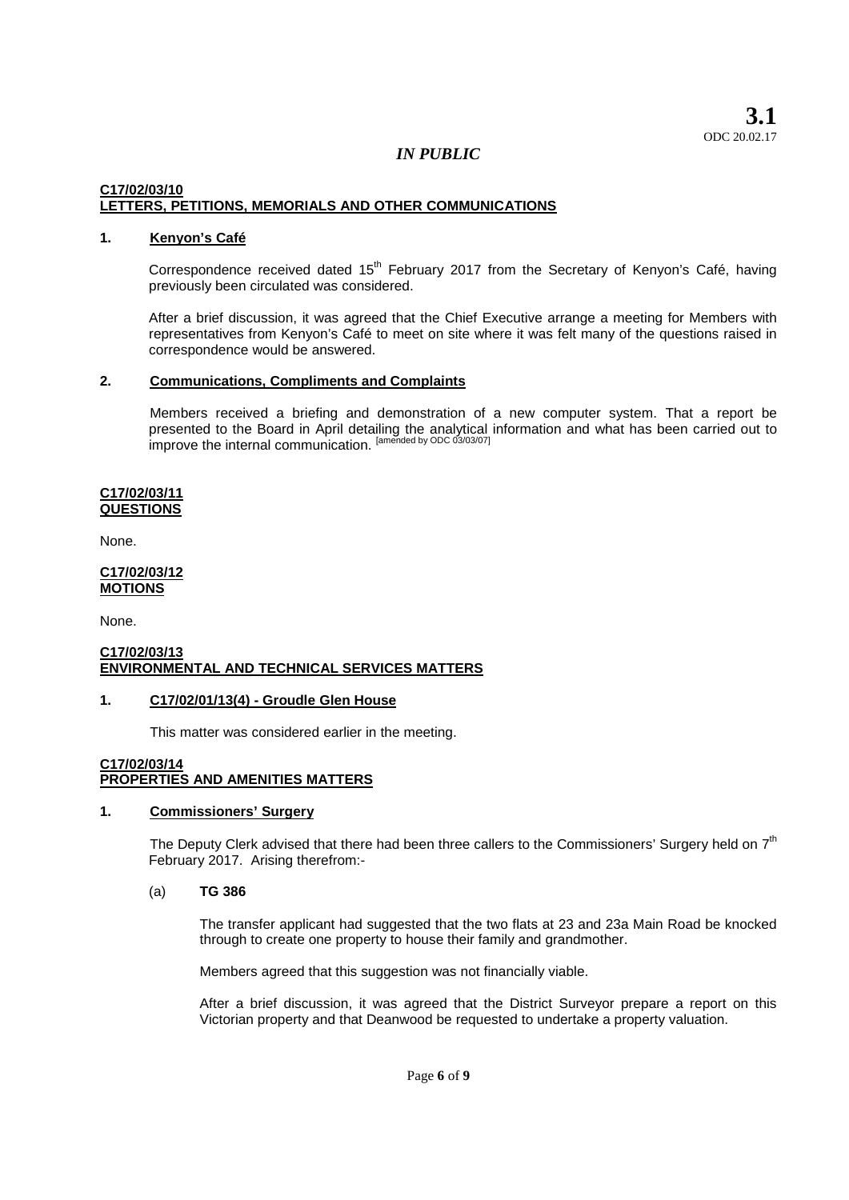**3.1**
ODC 20.02.17

*IN PUBLIC*

**C17/02/03/10**
**LETTERS, PETITIONS, MEMORIALS AND OTHER COMMUNICATIONS**

**1. Kenyon's Café**

Correspondence received dated 15th February 2017 from the Secretary of Kenyon's Café, having previously been circulated was considered.

After a brief discussion, it was agreed that the Chief Executive arrange a meeting for Members with representatives from Kenyon's Café to meet on site where it was felt many of the questions raised in correspondence would be answered.

**2. Communications, Compliments and Complaints**

Members received a briefing and demonstration of a new computer system. That a report be presented to the Board in April detailing the analytical information and what has been carried out to improve the internal communication. [amended by ODC 03/03/07]

**C17/02/03/11**
**QUESTIONS**

None.

**C17/02/03/12**
**MOTIONS**

None.

**C17/02/03/13**
**ENVIRONMENTAL AND TECHNICAL SERVICES MATTERS**

**1. C17/02/01/13(4) - Groudle Glen House**

This matter was considered earlier in the meeting.

**C17/02/03/14**
**PROPERTIES AND AMENITIES MATTERS**

**1. Commissioners' Surgery**

The Deputy Clerk advised that there had been three callers to the Commissioners' Surgery held on 7th February 2017. Arising therefrom:-

(a) **TG 386**

The transfer applicant had suggested that the two flats at 23 and 23a Main Road be knocked through to create one property to house their family and grandmother.

Members agreed that this suggestion was not financially viable.

After a brief discussion, it was agreed that the District Surveyor prepare a report on this Victorian property and that Deanwood be requested to undertake a property valuation.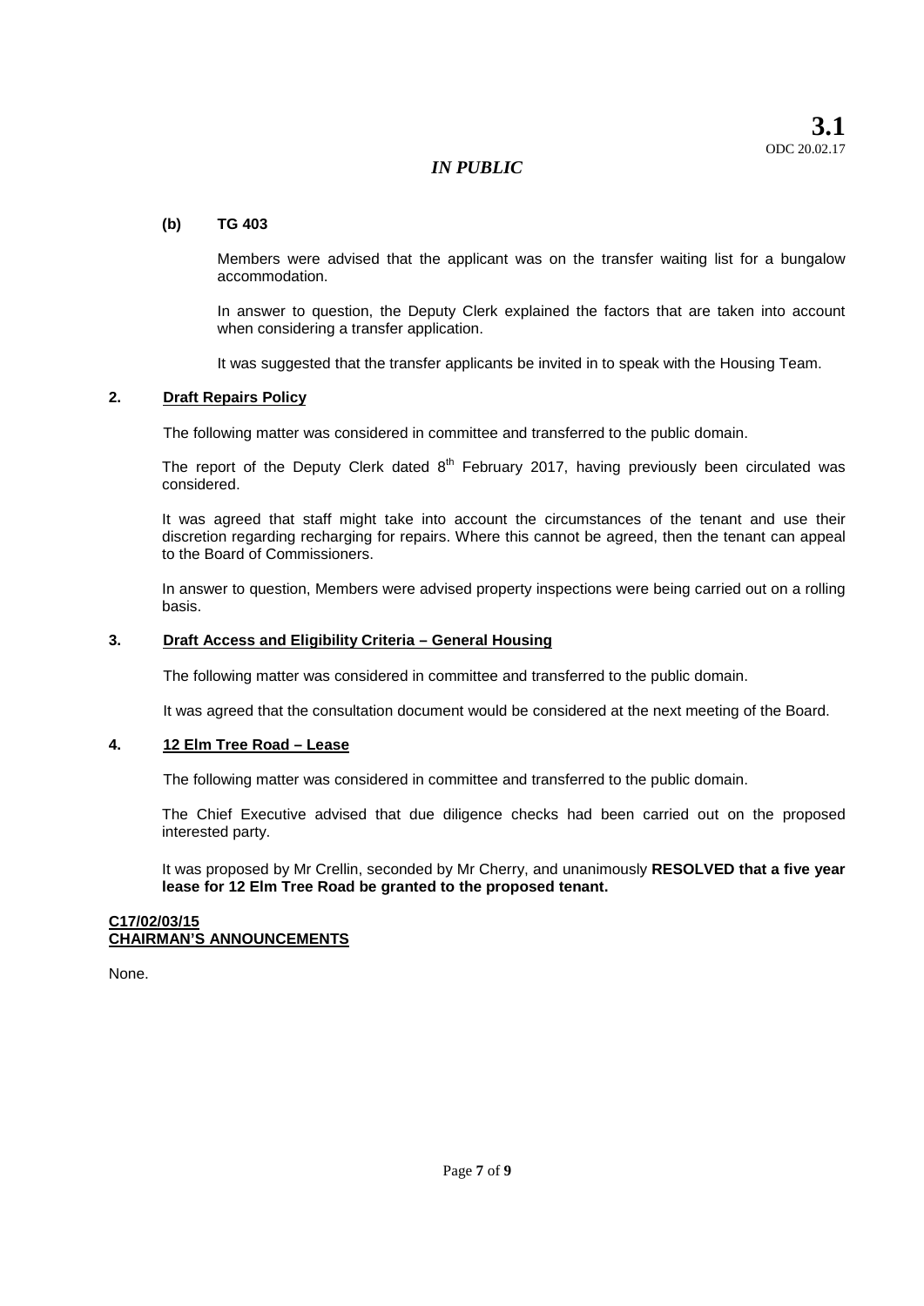*IN PUBLIC*

**(b) TG 403**

Members were advised that the applicant was on the transfer waiting list for a bungalow accommodation.

In answer to question, the Deputy Clerk explained the factors that are taken into account when considering a transfer application.

It was suggested that the transfer applicants be invited in to speak with the Housing Team.

**2. <u>Draft Repairs Policy</u>**

The following matter was considered in committee and transferred to the public domain.

The report of the Deputy Clerk dated 8th February 2017, having previously been circulated was considered.

It was agreed that staff might take into account the circumstances of the tenant and use their discretion regarding recharging for repairs. Where this cannot be agreed, then the tenant can appeal to the Board of Commissioners.

In answer to question, Members were advised property inspections were being carried out on a rolling basis.

**3. <u>Draft Access and Eligibility Criteria – General Housing</u>**

The following matter was considered in committee and transferred to the public domain.

It was agreed that the consultation document would be considered at the next meeting of the Board.

**4. <u>12 Elm Tree Road – Lease</u>**

The following matter was considered in committee and transferred to the public domain.

The Chief Executive advised that due diligence checks had been carried out on the proposed interested party.

It was proposed by Mr Crellin, seconded by Mr Cherry, and unanimously **RESOLVED that a five year lease for 12 Elm Tree Road be granted to the proposed tenant.**

**<u>C17/02/03/15</u>**
**<u>CHAIRMAN'S ANNOUNCEMENTS</u>**

None.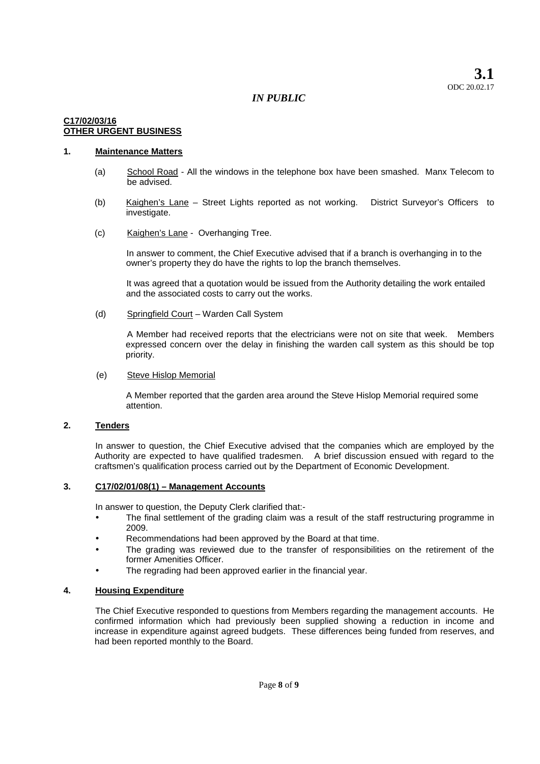**3.1**
ODC 20.02.17

*IN PUBLIC*

**C17/02/03/16**
**OTHER URGENT BUSINESS**

**1. Maintenance Matters**

(a) School Road - All the windows in the telephone box have been smashed. Manx Telecom to be advised.

(b) Kaighen's Lane – Street Lights reported as not working. District Surveyor's Officers to investigate.

(c) Kaighen's Lane - Overhanging Tree.

In answer to comment, the Chief Executive advised that if a branch is overhanging in to the owner's property they do have the rights to lop the branch themselves.

It was agreed that a quotation would be issued from the Authority detailing the work entailed and the associated costs to carry out the works.

(d) Springfield Court – Warden Call System

A Member had received reports that the electricians were not on site that week. Members expressed concern over the delay in finishing the warden call system as this should be top priority.

(e) Steve Hislop Memorial

A Member reported that the garden area around the Steve Hislop Memorial required some attention.

**2. Tenders**

In answer to question, the Chief Executive advised that the companies which are employed by the Authority are expected to have qualified tradesmen. A brief discussion ensued with regard to the craftsmen's qualification process carried out by the Department of Economic Development.

**3. C17/02/01/08(1) – Management Accounts**

In answer to question, the Deputy Clerk clarified that:-

- The final settlement of the grading claim was a result of the staff restructuring programme in 2009.
- Recommendations had been approved by the Board at that time.
- The grading was reviewed due to the transfer of responsibilities on the retirement of the former Amenities Officer.
- The regrading had been approved earlier in the financial year.

**4. Housing Expenditure**

The Chief Executive responded to questions from Members regarding the management accounts. He confirmed information which had previously been supplied showing a reduction in income and increase in expenditure against agreed budgets. These differences being funded from reserves, and had been reported monthly to the Board.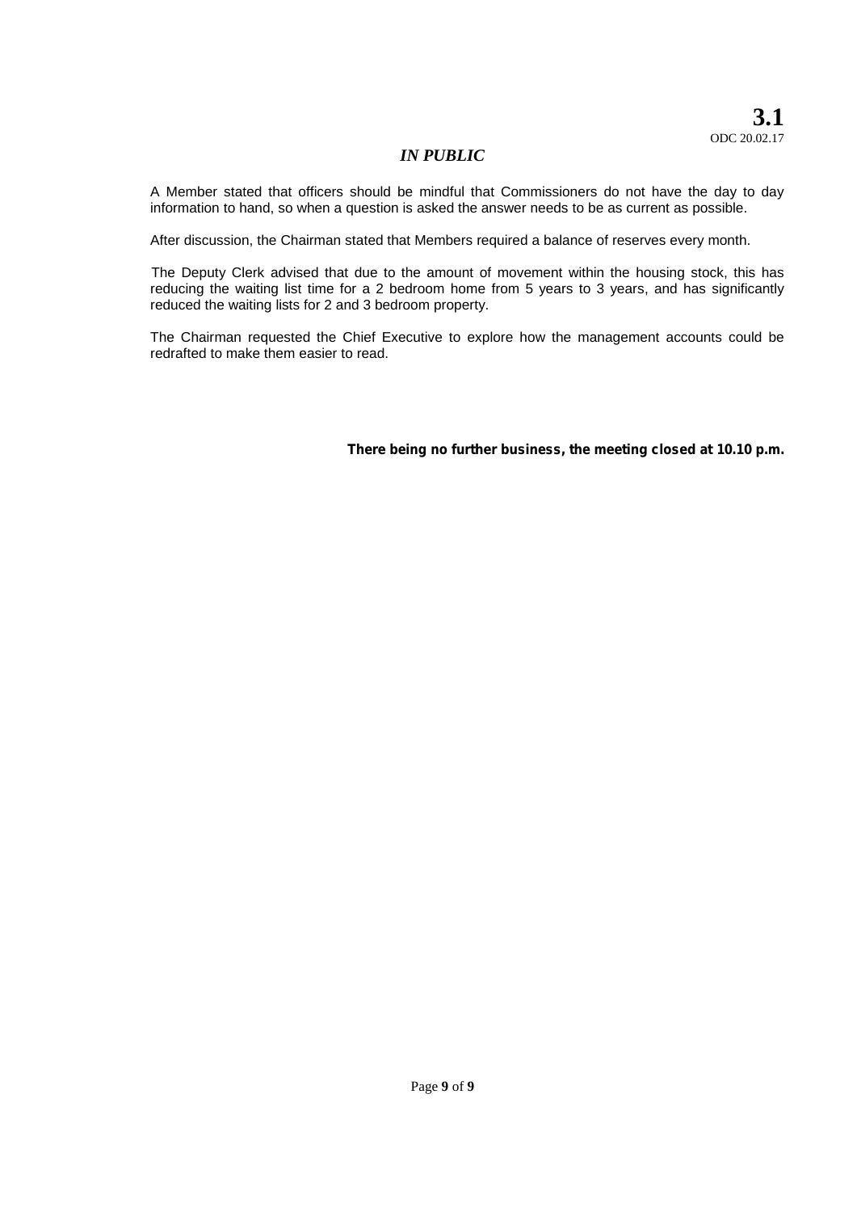**3.1**
ODC 20.02.17

### *IN PUBLIC*

A Member stated that officers should be mindful that Commissioners do not have the day to day information to hand, so when a question is asked the answer needs to be as current as possible.

After discussion, the Chairman stated that Members required a balance of reserves every month.

The Deputy Clerk advised that due to the amount of movement within the housing stock, this has reducing the waiting list time for a 2 bedroom home from 5 years to 3 years, and has significantly reduced the waiting lists for 2 and 3 bedroom property.

The Chairman requested the Chief Executive to explore how the management accounts could be redrafted to make them easier to read.

**There being no further business, the meeting closed at 10.10 p.m.**